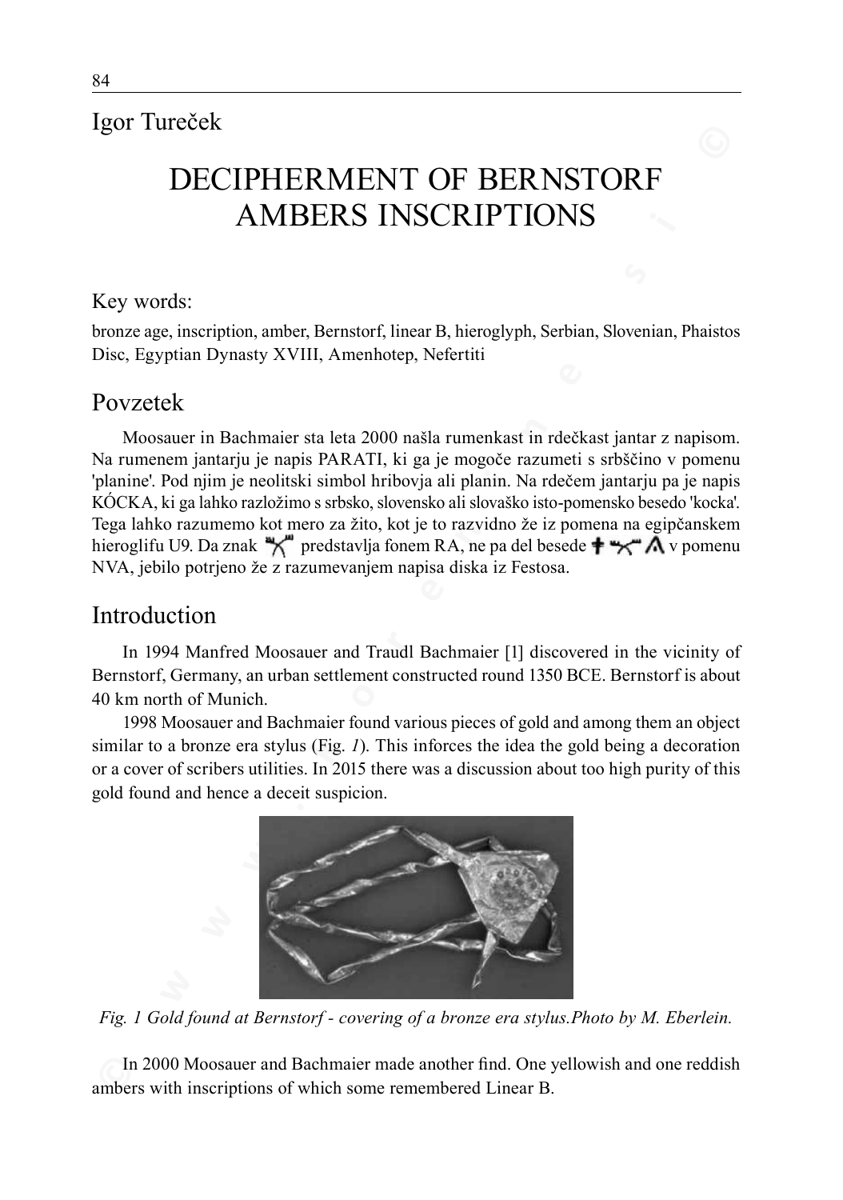Igor Tureček

# DECIPHERMENT OF BERNSTORF AMBERS INSCRIPTIONS

## Key words:

bronze age, inscription, amber, Bernstorf, linear B, hieroglyph, Serbian, Slovenian, Phaistos Disc, Egyptian Dynasty XVIII, Amenhotep, Nefertiti

## Povzetek

Moosauer in Bachmaier sta leta 2000 našla rumenkast in rdečkast jantar z napisom. Na rumenem jantarju je napis PARATI, ki ga je mogoče razumeti s srbščino v pomenu 'planine'. Pod njim je neolitski simbol hribovja ali planin. Na rdečem jantarju pa je napis KÓCKA, ki ga lahko razložimo s srbsko, slovensko ali slovaško isto-pomensko besedo 'kocka'. Tega lahko razumemo kot mero za žito, kot je to razvidno že iz pomena na egipčanskem hieroglifu U9. Da znak predstavlja fonem RA, ne pa del besede v pomenu NVA, jebilo potrjeno že z razumevanjem napisa diska iz Festosa.

## Introduction

In 1994 Manfred Moosauer and Traudl Bachmaier [1] discovered in the vicinity of Bernstorf, Germany, an urban settlement constructed round 1350 BCE. Bernstorf is about 40 km north of Munich.

1998 Moosauer and Bachmaier found various pieces of gold and among them an object similar to a bronze era stylus (Fig. *1*). This inforces the idea the gold being a decoration or a cover of scribers utilities. In 2015 there was a discussion about too high purity of this gold found and hence a deceit suspicion.

*Fig. 1 Gold found at Bernstorf - covering of a bronze era stylus.Photo by M. Eberlein.*

In 2000 Moosauer and Bachmaier made another find. One yellowish and one reddish ambers with inscriptions of which some remembered Linear B.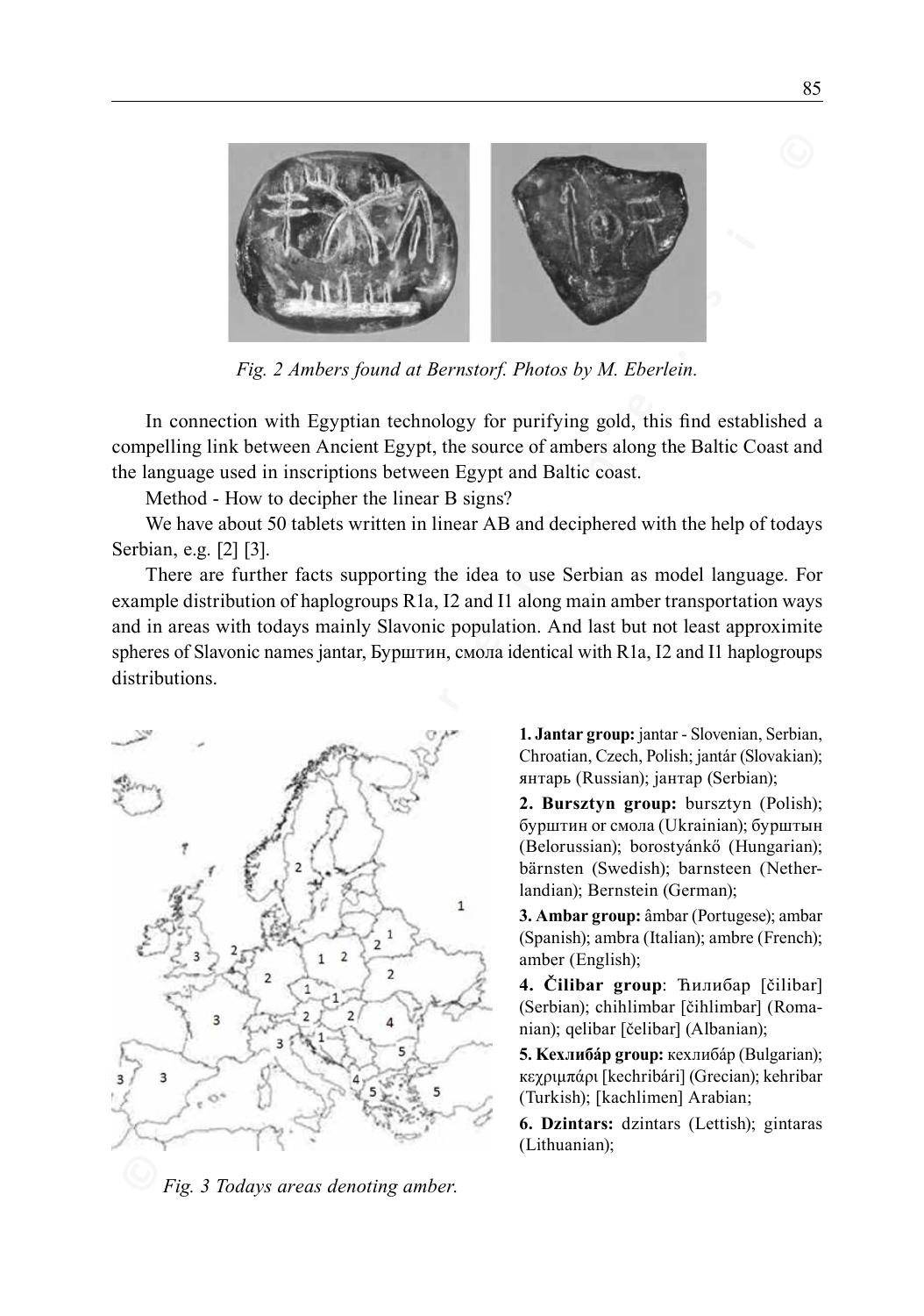*Fig. 2 Ambers found at Bernstorf. Photos by M. Eberlein.*

In connection with Egyptian technology for purifying gold, this find established a compelling link between Ancient Egypt, the source of ambers along the Baltic Coast and the language used in inscriptions between Egypt and Baltic coast.

Method - How to decipher the linear B signs?

We have about 50 tablets written in linear AB and deciphered with the help of todays Serbian, e.g. [2] [3].

There are further facts supporting the idea to use Serbian as model language. For example distribution of haplogroups R1a, I2 and I1 along main amber transportation ways and in areas with todays mainly Slavonic population. And last but not least approximite spheres of Slavonic names jantar, Бурштин, смола identical with R1a, I2 and I1 haplogroups distributions.

*Fig. 3 Todays areas denoting amber.*

**1. Jantar group:** jantar - Slovenian, Serbian, Chroatian, Czech, Polish; jantár (Slovakian); янтарь (Russian); јантар (Serbian);

**2. Bursztyn group:** bursztyn (Polish); бурштин or смола (Ukrainian); бурштын (Belorussian); borostyánkő (Hungarian); bärnsten (Swedish); barnsteen (Netherlandian); Bernstein (German);

**3. Ambar group:** âmbar (Portugese); ambar (Spanish); ambra (Italian); ambre (French); amber (English);

**4. Čilibar group**: Ћилибар [čilibar] (Serbian); chihlimbar [čihlimbar] (Romanian); qelibar [čelibar] (Albanian);

**5. Кехлибáр group:** кехлибáр (Bulgarian); κεχριμπάρι [kechribári] (Grecian); kehribar (Turkish); [kachlimen] Arabian;

**6. Dzintars:** dzintars (Lettish); gintaras (Lithuanian);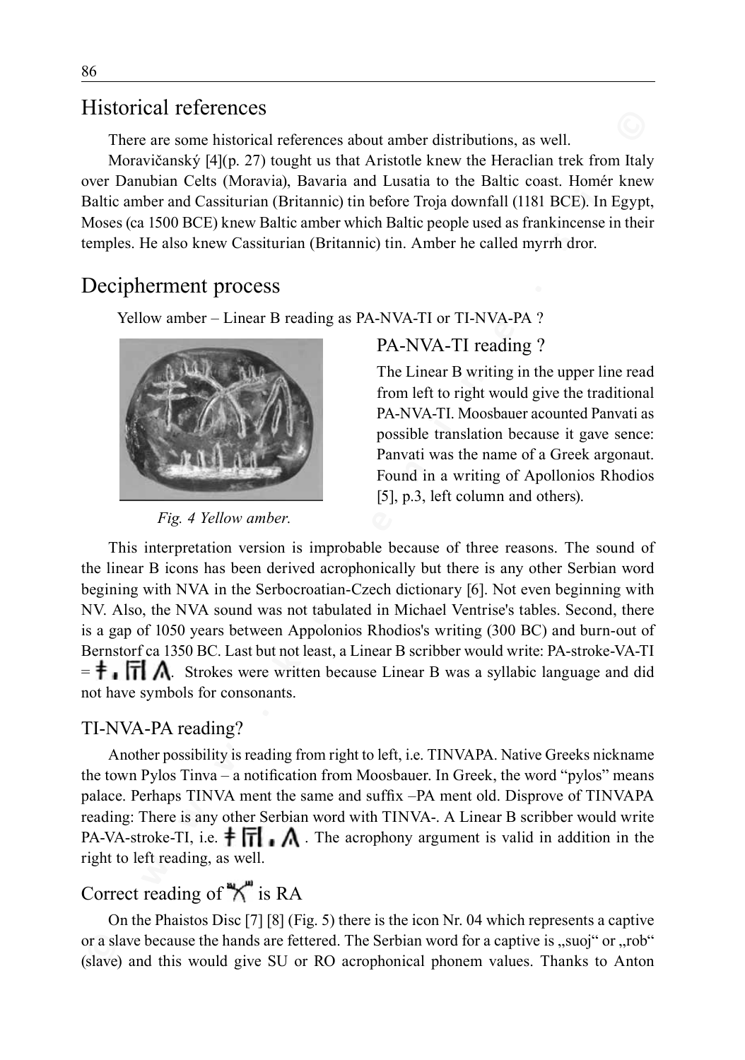## Historical references

There are some historical references about amber distributions, as well.

Moravičanský [4](p. 27) tought us that Aristotle knew the Heraclian trek from Italy over Danubian Celts (Moravia), Bavaria and Lusatia to the Baltic coast. Homér knew Baltic amber and Cassiturian (Britannic) tin before Troja downfall (1181 BCE). In Egypt, Moses (ca 1500 BCE) knew Baltic amber which Baltic people used as frankincense in their temples. He also knew Cassiturian (Britannic) tin. Amber he called myrrh dror.

## Decipherment process

Yellow amber – Linear B reading as PA-NVA-TI or TI-NVA-PA ?

*Fig. 4 Yellow amber.*

### PA-NVA-TI reading ?

The Linear B writing in the upper line read from left to right would give the traditional PA-NVA-TI. Moosbauer acounted Panvati as possible translation because it gave sence: Panvati was the name of a Greek argonaut. Found in a writing of Apollonios Rhodios [5], p.3, left column and others).

This interpretation version is improbable because of three reasons. The sound of the linear B icons has been derived acrophonically but there is any other Serbian word begining with NVA in the Serbocroatian-Czech dictionary [6]. Not even beginning with NV. Also, the NVA sound was not tabulated in Michael Ventrise's tables. Second, there is a gap of 1050 years between Appolonios Rhodios's writing (300 BC) and burn-out of Bernstorf ca 1350 BC. Last but not least, a Linear B scribber would write: PA-stroke-VA-TI = ǂ ▪ 𐀷 Λ. Strokes were written because Linear B was a syllabic language and did not have symbols for consonants.

### TI-NVA-PA reading?

Another possibility is reading from right to left, i.e. TINVAPA. Native Greeks nickname the town Pylos Tinva – a notification from Moosbauer. In Greek, the word "pylos" means palace. Perhaps TINVA ment the same and suffix –PA ment old. Disprove of TINVAPA reading: There is any other Serbian word with TINVA-. A Linear B scribber would write PA-VA-stroke-TI, i.e. ǂ 𐀷 ▪ Λ . The acrophony argument is valid in addition in the right to left reading, as well.

## Correct reading of 𐀨 is RA

On the Phaistos Disc [7] [8] (Fig. 5) there is the icon Nr. 04 which represents a captive or a slave because the hands are fettered. The Serbian word for a captive is „suoj" or „rob" (slave) and this would give SU or RO acrophonical phonem values. Thanks to Anton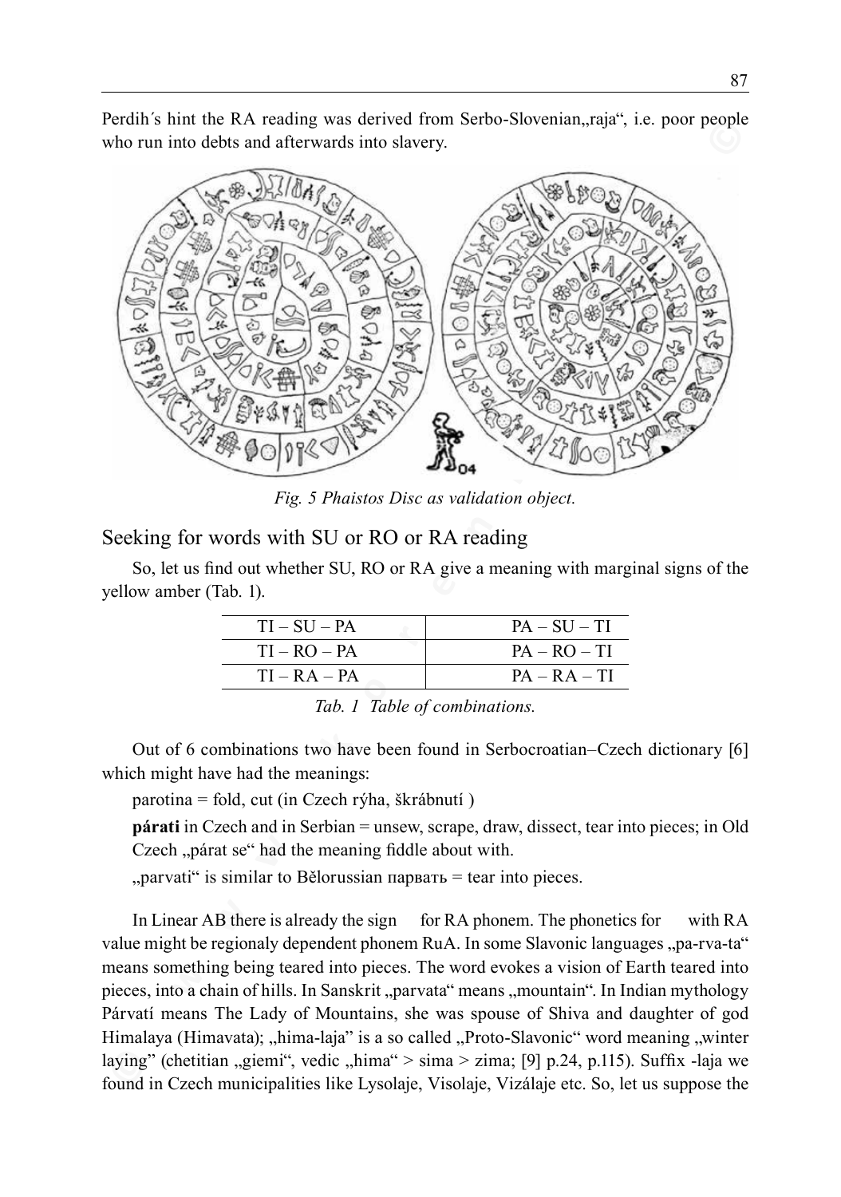Perdih´s hint the RA reading was derived from Serbo-Slovenian„raja", i.e. poor people who run into debts and afterwards into slavery.

*Fig. 5 Phaistos Disc as validation object.*

## Seeking for words with SU or RO or RA reading

So, let us find out whether SU, RO or RA give a meaning with marginal signs of the yellow amber (Tab. 1).

| | |
|---|---|
| TI – SU – PA | PA – SU – TI |
| TI – RO – PA | PA – RO – TI |
| TI – RA – PA | PA – RA – TI |

*Tab. 1 Table of combinations.*

Out of 6 combinations two have been found in Serbocroatian–Czech dictionary [6] which might have had the meanings:

parotina = fold, cut (in Czech rýha, škrábnutí )

**párati** in Czech and in Serbian = unsew, scrape, draw, dissect, tear into pieces; in Old Czech „párat se" had the meaning fiddle about with.

„parvati" is similar to Bělorussian парвать = tear into pieces.

In Linear AB there is already the sign for RA phonem. The phonetics for with RA value might be regionaly dependent phonem RuA. In some Slavonic languages „pa-rva-ta" means something being teared into pieces. The word evokes a vision of Earth teared into pieces, into a chain of hills. In Sanskrit „parvata" means „mountain". In Indian mythology Párvatí means The Lady of Mountains, she was spouse of Shiva and daughter of god Himalaya (Himavata); „hima-laja" is a so called „Proto-Slavonic" word meaning „winter laying" (chetitian „giemi", vedic „hima" > sima > zima; [9] p.24, p.115). Suffix -laja we found in Czech municipalities like Lysolaje, Visolaje, Vizálaje etc. So, let us suppose the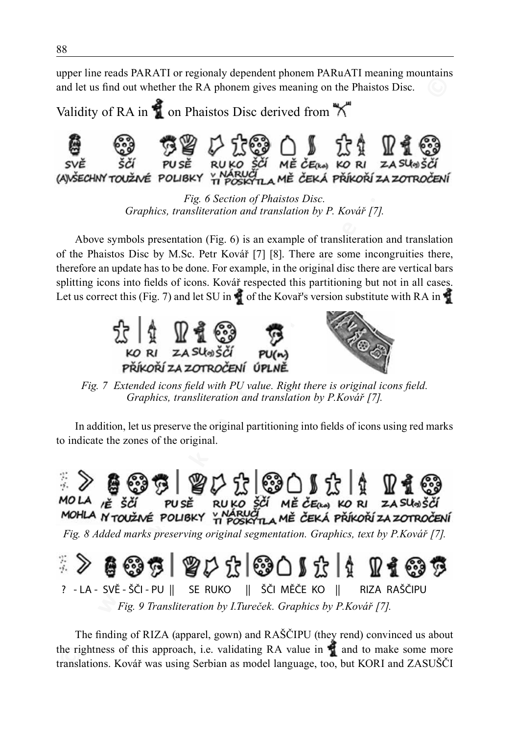upper line reads PARATI or regionaly dependent phonem PARuATI meaning mountains and let us find out whether the RA phonem gives meaning on the Phaistos Disc.

## Validity of RA in on Phaistos Disc derived from

SVĚ ŠČÍ PU SĚ RU KO ŠČÍ MĚ ČE(ka) KO RI ZA SU(o) ŠČÍ
(A)VŠECHNY TOUŽNÉ POLIBKY V NÁRUČÍ TI POSKYTLA MĚ ČEKÁ PŘÍKOŘÍ ZA ZOTROČENÍ

*Fig. 6 Section of Phaistos Disc.*
*Graphics, transliteration and translation by P. Kovář [7].*

Above symbols presentation (Fig. 6) is an example of transliteration and translation of the Phaistos Disc by M.Sc. Petr Kovář [7] [8]. There are some incongruities there, therefore an update has to be done. For example, in the original disc there are vertical bars splitting icons into fields of icons. Kovář respected this partitioning but not in all cases. Let us correct this (Fig. 7) and let SU in of the Kovař's version substitute with RA in

KO RI ZA SU(o) ŠČÍ PU(n)
PŘÍKOŘÍ ZA ZOTROČENÍ ÚPLNĚ

*Fig. 7 Extended icons field with PU value. Right there is original icons field.*
*Graphics, transliteration and translation by P.Kovář [7].*

In addition, let us preserve the original partitioning into fields of icons using red marks to indicate the zones of the original.

MO LA /Ě ŠČÍ PU SĚ RU KO ŠČÍ MĚ ČE(ka) KO RI ZA SU(o) ŠČÍ
MOHLA N TOUŽNÉ POLIBKY V NÁRUČÍ TI POSKYTLA MĚ ČEKÁ PŘÍKOŘÍ ZA ZOTROČENÍ

*Fig. 8 Added marks preserving original segmentation. Graphics, text by P.Kovář [7].*

? - LA - SVĚ - ŠČI - PU || SE RUKO || ŠČI MĚČE KO || RIZA RAŠČIPU

*Fig. 9 Transliteration by I.Tureček. Graphics by P.Kovář [7].*

The finding of RIZA (apparel, gown) and RAŠČIPU (they rend) convinced us about the rightness of this approach, i.e. validating RA value in and to make some more translations. Kovář was using Serbian as model language, too, but KORI and ZASUŠČI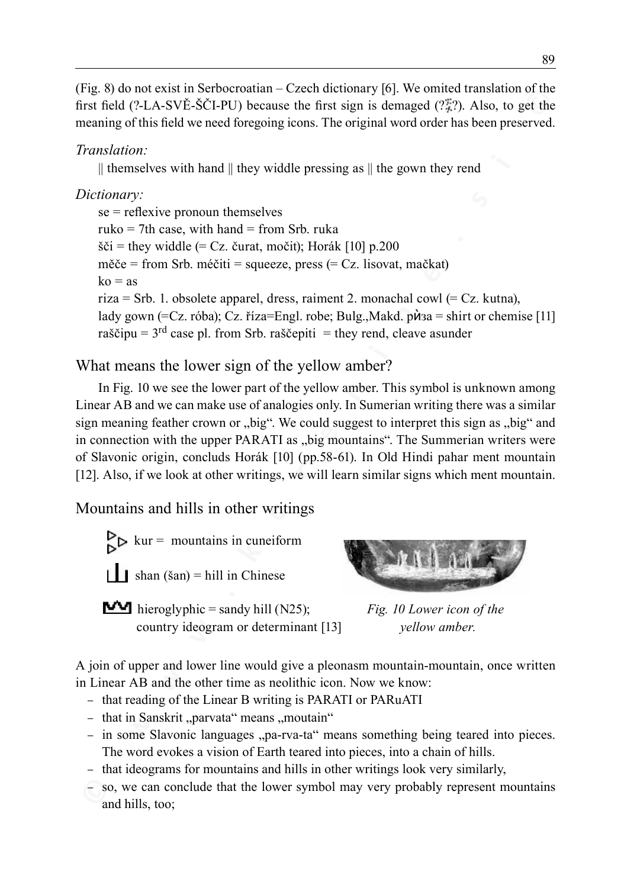(Fig. 8) do not exist in Serbocroatian – Czech dictionary [6]. We omited translation of the first field (?-LA-SVĚ-ŠČI-PU) because the first sign is demaged (?⁑?). Also, to get the meaning of this field we need foregoing icons. The original word order has been preserved.

*Translation:*

|| themselves with hand || they widdle pressing as || the gown they rend

*Dictionary:*

se = reflexive pronoun themselves
ruko = 7th case, with hand = from Srb. ruka
šči = they widdle (= Cz. čurat, močit); Horák [10] p.200
měče = from Srb. méčiti = squeeze, press (= Cz. lisovat, mačkat)
ko = as
riza = Srb. 1. obsolete apparel, dress, raiment 2. monachal cowl (= Cz. kutna), lady gown (=Cz. róba); Cz. říza=Engl. robe; Bulg.,Makd. ри̏за = shirt or chemise [11]
raščipu = 3rd case pl. from Srb. raščepiti = they rend, cleave asunder

## What means the lower sign of the yellow amber?

In Fig. 10 we see the lower part of the yellow amber. This symbol is unknown among Linear AB and we can make use of analogies only. In Sumerian writing there was a similar sign meaning feather crown or „big". We could suggest to interpret this sign as „big" and in connection with the upper PARATI as „big mountains". The Summerian writers were of Slavonic origin, concluds Horák [10] (pp.58-61). In Old Hindi pahar ment mountain [12]. Also, if we look at other writings, we will learn similar signs which ment mountain.

## Mountains and hills in other writings

kur = mountains in cuneiform

shan (šan) = hill in Chinese

hieroglyphic = sandy hill (N25); country ideogram or determinant [13]

*Fig. 10 Lower icon of the yellow amber.*

A join of upper and lower line would give a pleonasm mountain-mountain, once written in Linear AB and the other time as neolithic icon. Now we know:

- that reading of the Linear B writing is PARATI or PARuATI
- that in Sanskrit „parvata" means „moutain"
- in some Slavonic languages „pa-rva-ta" means something being teared into pieces. The word evokes a vision of Earth teared into pieces, into a chain of hills.
- that ideograms for mountains and hills in other writings look very similarly,
- so, we can conclude that the lower symbol may very probably represent mountains and hills, too;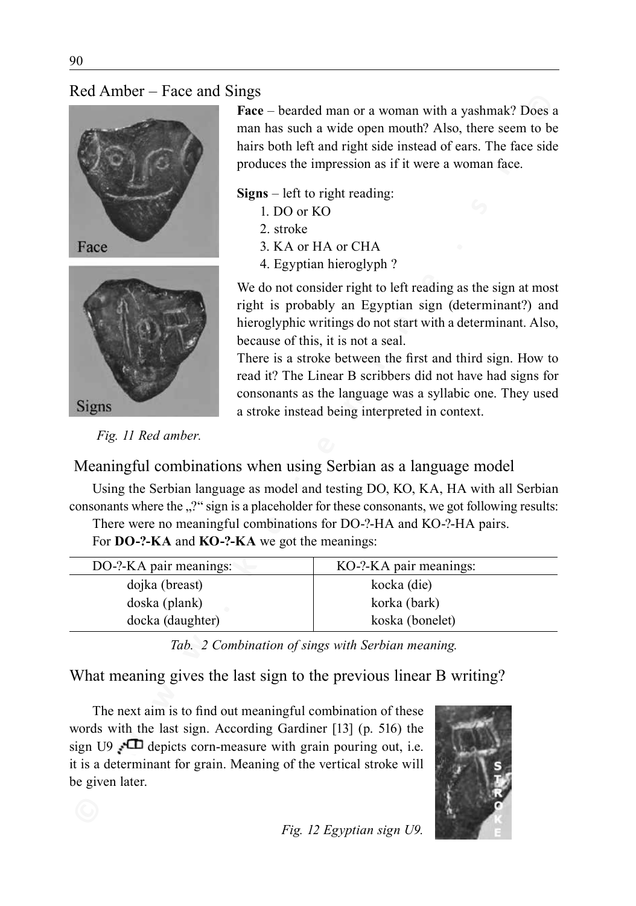## Red Amber – Face and Sings

Face

Signs

*Fig. 11 Red amber.*

**Face** – bearded man or a woman with a yashmak? Does a man has such a wide open mouth? Also, there seem to be hairs both left and right side instead of ears. The face side produces the impression as if it were a woman face.

**Signs** – left to right reading:

1. DO or KO
2. stroke
3. KA or HA or CHA
4. Egyptian hieroglyph ?

We do not consider right to left reading as the sign at most right is probably an Egyptian sign (determinant?) and hieroglyphic writings do not start with a determinant. Also, because of this, it is not a seal.

There is a stroke between the first and third sign. How to read it? The Linear B scribbers did not have had signs for consonants as the language was a syllabic one. They used a stroke instead being interpreted in context.

## Meaningful combinations when using Serbian as a language model

Using the Serbian language as model and testing DO, KO, KA, HA with all Serbian consonants where the „?" sign is a placeholder for these consonants, we got following results:

There were no meaningful combinations for DO-?-HA and KO-?-HA pairs.

For **DO-?-KA** and **KO-?-KA** we got the meanings:

| DO-?-KA pair meanings: | KO-?-KA pair meanings: |
|---|---|
| dojka (breast) | kocka (die) |
| doska (plank) | korka (bark) |
| docka (daughter) | koska (bonelet) |

*Tab. 2 Combination of sings with Serbian meaning.*

## What meaning gives the last sign to the previous linear B writing?

The next aim is to find out meaningful combination of these words with the last sign. According Gardiner [13] (p. 516) the sign U9 depicts corn-measure with grain pouring out, i.e. it is a determinant for grain. Meaning of the vertical stroke will be given later.

STROKE

*Fig. 12 Egyptian sign U9.*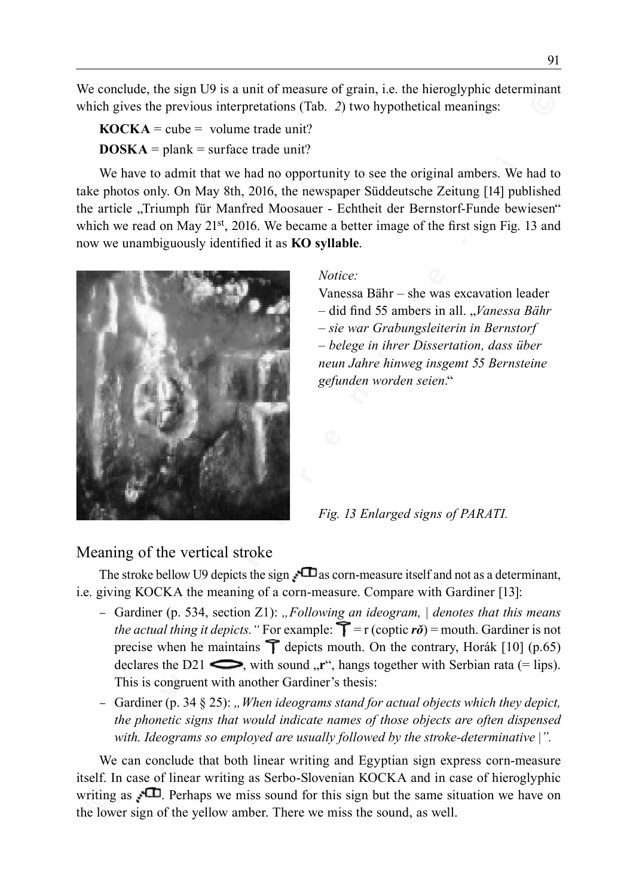We conclude, the sign U9 is a unit of measure of grain, i.e. the hieroglyphic determinant which gives the previous interpretations (Tab. *2*) two hypothetical meanings:

**KOCKA** = cube = volume trade unit?

**DOSKA** = plank = surface trade unit?

We have to admit that we had no opportunity to see the original ambers. We had to take photos only. On May 8th, 2016, the newspaper Süddeutsche Zeitung [14] published the article „Triumph für Manfred Moosauer - Echtheit der Bernstorf-Funde bewiesen" which we read on May 21st, 2016. We became a better image of the first sign Fig. 13 and now we unambiguously identified it as **KO syllable**.

*Notice:*

Vanessa Bähr – she was excavation leader – did find 55 ambers in all. „*Vanessa Bähr – sie war Grabungsleiterin in Bernstorf – belege in ihrer Dissertation, dass über neun Jahre hinweg insgemt 55 Bernsteine gefunden worden seien*."

*Fig. 13 Enlarged signs of PARATI.*

## Meaning of the vertical stroke

The stroke bellow U9 depicts the sign as corn-measure itself and not as a determinant, i.e. giving KOCKA the meaning of a corn-measure. Compare with Gardiner [13]:

- Gardiner (p. 534, section Z1): „*Following an ideogram, | denotes that this means the actual thing it depicts.*" For example: = r (coptic ***rŏ***) = mouth. Gardiner is not precise when he maintains depicts mouth. On the contrary, Horák [10] (p.65) declares the D21 , with sound „**r**", hangs together with Serbian rata (= lips). This is congruent with another Gardiner's thesis:
- Gardiner (p. 34 § 25): „*When ideograms stand for actual objects which they depict, the phonetic signs that would indicate names of those objects are often dispensed with. Ideograms so employed are usually followed by the stroke-determinative |".*

We can conclude that both linear writing and Egyptian sign express corn-measure itself. In case of linear writing as Serbo-Slovenian KOCKA and in case of hieroglyphic writing as . Perhaps we miss sound for this sign but the same situation we have on the lower sign of the yellow amber. There we miss the sound, as well.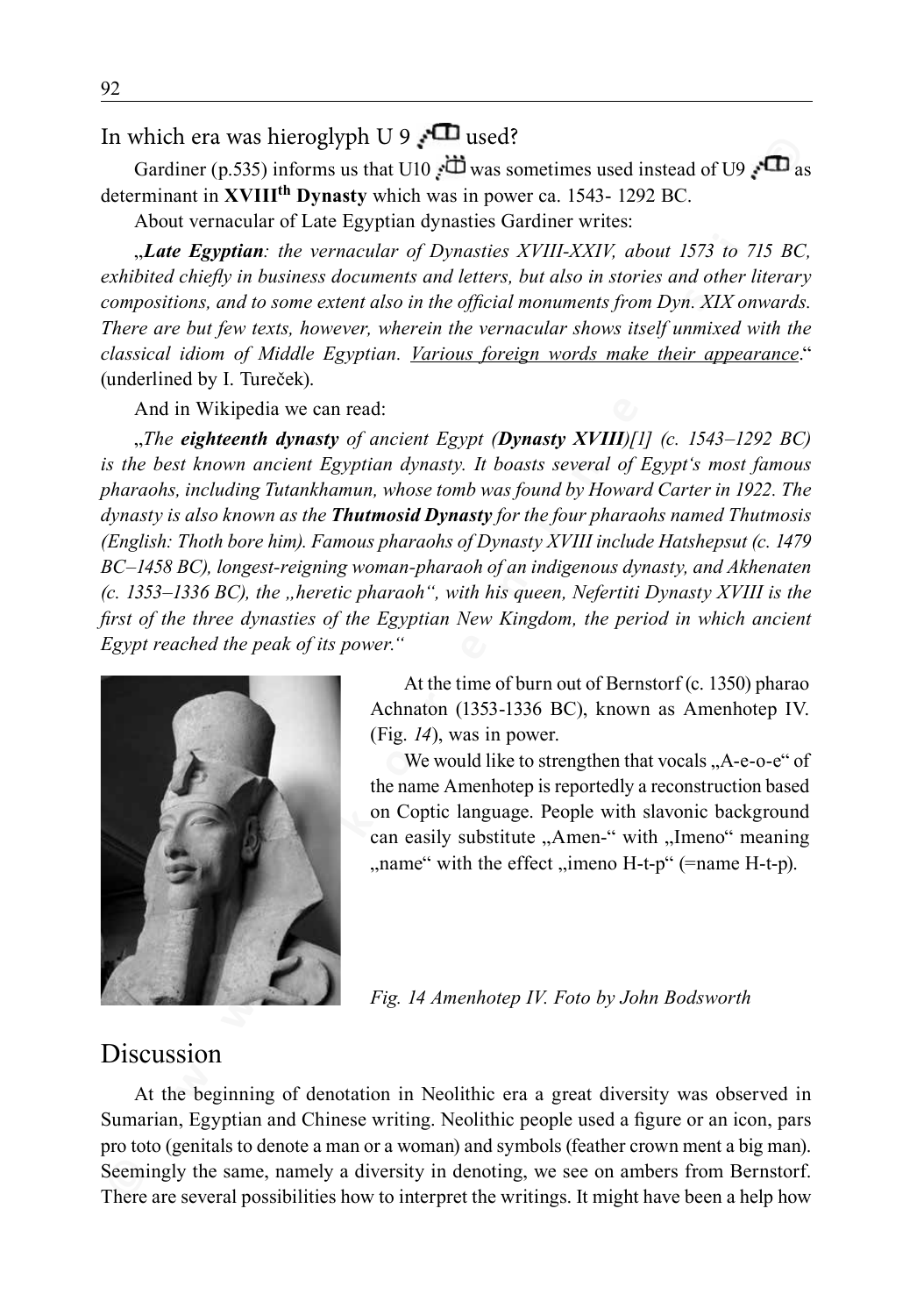## In which era was hieroglyph U 9 used?

Gardiner (p.535) informs us that U10 was sometimes used instead of U9 as determinant in **XVIII[th] Dynasty** which was in power ca. 1543- 1292 BC.

About vernacular of Late Egyptian dynasties Gardiner writes:

„***Late Egyptian****: the vernacular of Dynasties XVIII-XXIV, about 1573 to 715 BC, exhibited chiefly in business documents and letters, but also in stories and other literary compositions, and to some extent also in the official monuments from Dyn. XIX onwards. There are but few texts, however, wherein the vernacular shows itself unmixed with the classical idiom of Middle Egyptian. Various foreign words make their appearance*." (underlined by I. Tureček).

And in Wikipedia we can read:

„*The* ***eighteenth dynasty*** *of ancient Egypt (****Dynasty XVIII****)[1] (c. 1543–1292 BC) is the best known ancient Egyptian dynasty. It boasts several of Egypt's most famous pharaohs, including Tutankhamun, whose tomb was found by Howard Carter in 1922. The dynasty is also known as the* ***Thutmosid Dynasty*** *for the four pharaohs named Thutmosis (English: Thoth bore him). Famous pharaohs of Dynasty XVIII include Hatshepsut (c. 1479 BC–1458 BC), longest-reigning woman-pharaoh of an indigenous dynasty, and Akhenaten (c. 1353–1336 BC), the „heretic pharaoh", with his queen, Nefertiti Dynasty XVIII is the first of the three dynasties of the Egyptian New Kingdom, the period in which ancient Egypt reached the peak of its power."*

At the time of burn out of Bernstorf (c. 1350) pharao Achnaton (1353-1336 BC), known as Amenhotep IV. (Fig. *14*), was in power.

We would like to strengthen that vocals „A-e-o-e" of the name Amenhotep is reportedly a reconstruction based on Coptic language. People with slavonic background can easily substitute „Amen-" with „Imeno" meaning „name" with the effect „imeno H-t-p" (=name H-t-p).

*Fig. 14 Amenhotep IV. Foto by John Bodsworth*

## Discussion

At the beginning of denotation in Neolithic era a great diversity was observed in Sumarian, Egyptian and Chinese writing. Neolithic people used a figure or an icon, pars pro toto (genitals to denote a man or a woman) and symbols (feather crown ment a big man). Seemingly the same, namely a diversity in denoting, we see on ambers from Bernstorf. There are several possibilities how to interpret the writings. It might have been a help how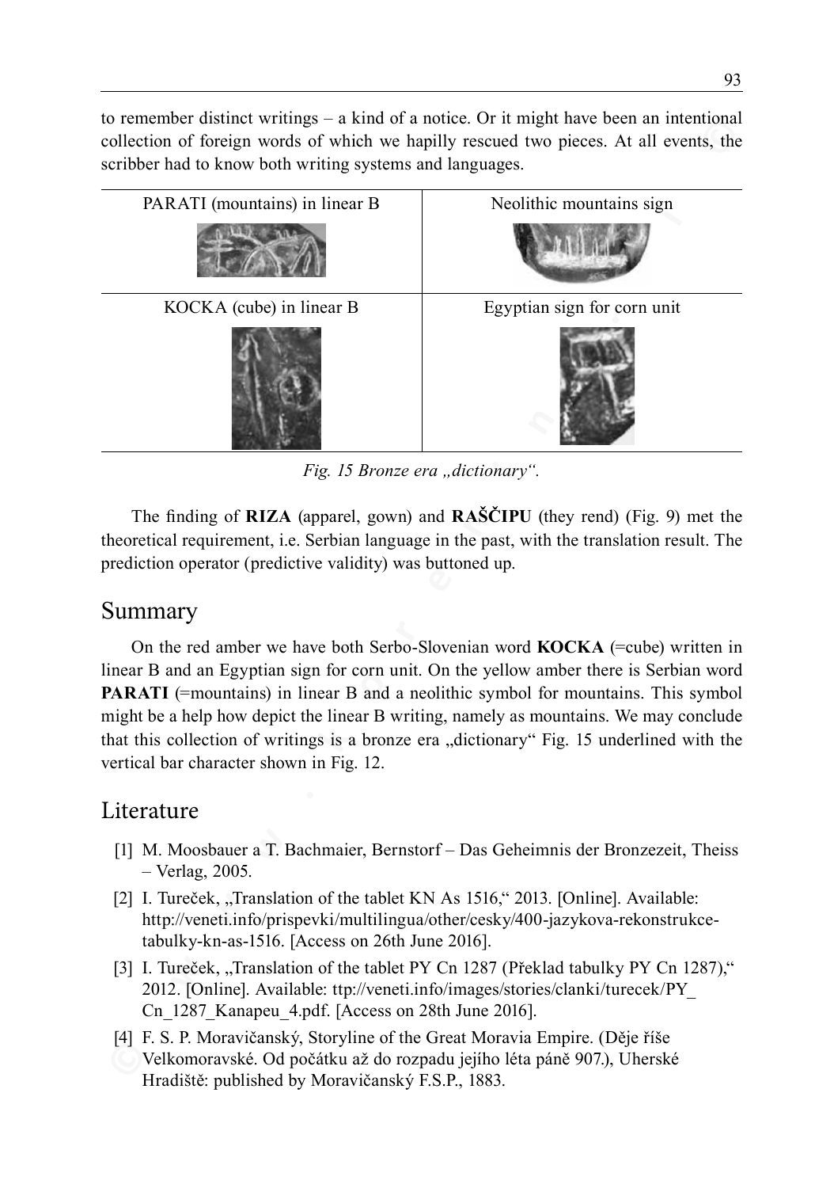to remember distinct writings – a kind of a notice. Or it might have been an intentional collection of foreign words of which we hapilly rescued two pieces. At all events, the scribber had to know both writing systems and languages.

| PARATI (mountains) in linear B | Neolithic mountains sign |
|---|---|
| KOCKA (cube) in linear B | Egyptian sign for corn unit |

*Fig. 15 Bronze era „dictionary".*

The finding of **RIZA** (apparel, gown) and **RAŠČIPU** (they rend) (Fig. 9) met the theoretical requirement, i.e. Serbian language in the past, with the translation result. The prediction operator (predictive validity) was buttoned up.

## Summary

On the red amber we have both Serbo-Slovenian word **KOCKA** (=cube) written in linear B and an Egyptian sign for corn unit. On the yellow amber there is Serbian word **PARATI** (=mountains) in linear B and a neolithic symbol for mountains. This symbol might be a help how depict the linear B writing, namely as mountains. We may conclude that this collection of writings is a bronze era „dictionary" Fig. 15 underlined with the vertical bar character shown in Fig. 12.

## Literature

[1] M. Moosbauer a T. Bachmaier, Bernstorf – Das Geheimnis der Bronzezeit, Theiss – Verlag, 2005.

[2] I. Tureček, „Translation of the tablet KN As 1516," 2013. [Online]. Available: http://veneti.info/prispevki/multilingua/other/cesky/400-jazykova-rekonstrukce-tabulky-kn-as-1516. [Access on 26th June 2016].

[3] I. Tureček, „Translation of the tablet PY Cn 1287 (Překlad tabulky PY Cn 1287)," 2012. [Online]. Available: ttp://veneti.info/images/stories/clanki/turecek/PY_Cn_1287_Kanapeu_4.pdf. [Access on 28th June 2016].

[4] F. S. P. Moravičanský, Storyline of the Great Moravia Empire. (Děje říše Velkomoravské. Od počátku až do rozpadu jejího léta páně 907.), Uherské Hradiště: published by Moravičanský F.S.P., 1883.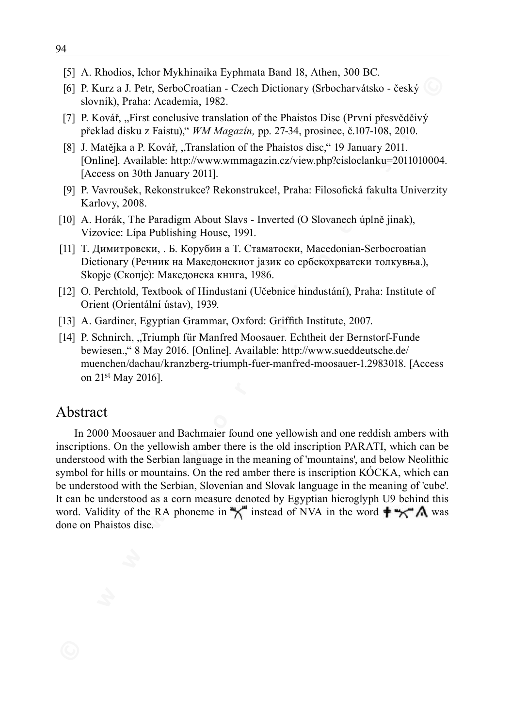[5] A. Rhodios, Ichor Mykhinaika Eyphmata Band 18, Athen, 300 BC.

[6] P. Kurz a J. Petr, SerboCroatian - Czech Dictionary (Srbocharvátsko - český slovník), Praha: Academia, 1982.

[7] P. Kovář, „First conclusive translation of the Phaistos Disc (První přesvědčivý překlad disku z Faistu)," *WM Magazín,* pp. 27-34, prosinec, č.107-108, 2010.

[8] J. Matějka a P. Kovář, „Translation of the Phaistos disc," 19 January 2011. [Online]. Available: http://www.wmmagazin.cz/view.php?cisloclanku=2011010004. [Access on 30th January 2011].

[9] P. Vavroušek, Rekonstrukce? Rekonstrukce!, Praha: Filosofická fakulta Univerzity Karlovy, 2008.

[10] A. Horák, The Paradigm About Slavs - Inverted (O Slovanech úplně jinak), Vizovice: Lípa Publishing House, 1991.

[11] Т. Димитровски, . Б. Корубин а Т. Стаматоски, Macedonian-Serbocroatian Dictionary (Речник на Македонскиот јазик со српскохрватски толкувња.), Skopje (Скопје): Македонска книга, 1986.

[12] O. Perchtold, Textbook of Hindustani (Učebnice hindustání), Praha: Institute of Orient (Orientální ústav), 1939.

[13] A. Gardiner, Egyptian Grammar, Oxford: Griffith Institute, 2007.

[14] P. Schnirch, „Triumph für Manfred Moosauer. Echtheit der Bernstorf-Funde bewiesen.," 8 May 2016. [Online]. Available: http://www.sueddeutsche.de/muenchen/dachau/kranzberg-triumph-fuer-manfred-moosauer-1.2983018. [Access on 21st May 2016].

## Abstract

In 2000 Moosauer and Bachmaier found one yellowish and one reddish ambers with inscriptions. On the yellowish amber there is the old inscription PARATI, which can be understood with the Serbian language in the meaning of 'mountains', and below Neolithic symbol for hills or mountains. On the red amber there is inscription KÓCKA, which can be understood with the Serbian, Slovenian and Slovak language in the meaning of 'cube'. It can be understood as a corn measure denoted by Egyptian hieroglyph U9 behind this word. Validity of the RA phoneme in 𐇴 instead of NVA in the word 𐇲𐇴𐇷 was done on Phaistos disc.